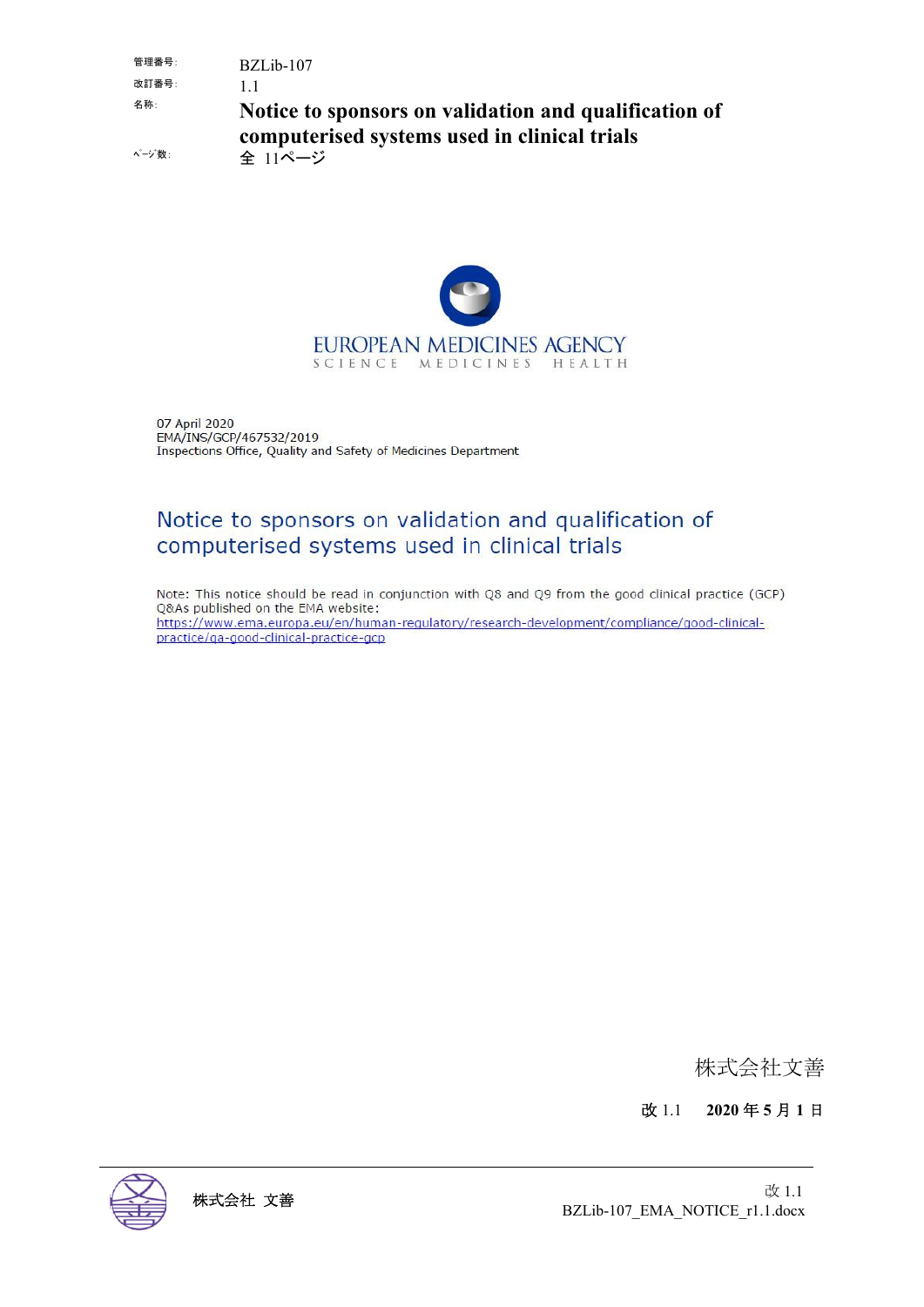| | |
|---|---|
| 管理番号: | BZLib-107 |
| 改訂番号: | 1.1 |
| 名称: | **Notice to sponsors on validation and qualification of computerised systems used in clinical trials** |
| ﾍﾟｰｼﾞ数: | 全 11ページ |

EUROPEAN MEDICINES AGENCY
SCIENCE MEDICINES HEALTH

07 April 2020
EMA/INS/GCP/467532/2019
Inspections Office, Quality and Safety of Medicines Department

# Notice to sponsors on validation and qualification of computerised systems used in clinical trials

Note: This notice should be read in conjunction with Q8 and Q9 from the good clinical practice (GCP) Q&As published on the EMA website:
https://www.ema.europa.eu/en/human-regulatory/research-development/compliance/good-clinical-practice/qa-good-clinical-practice-gcp

株式会社文善

**改 1.1　2020 年 5 月 1 日**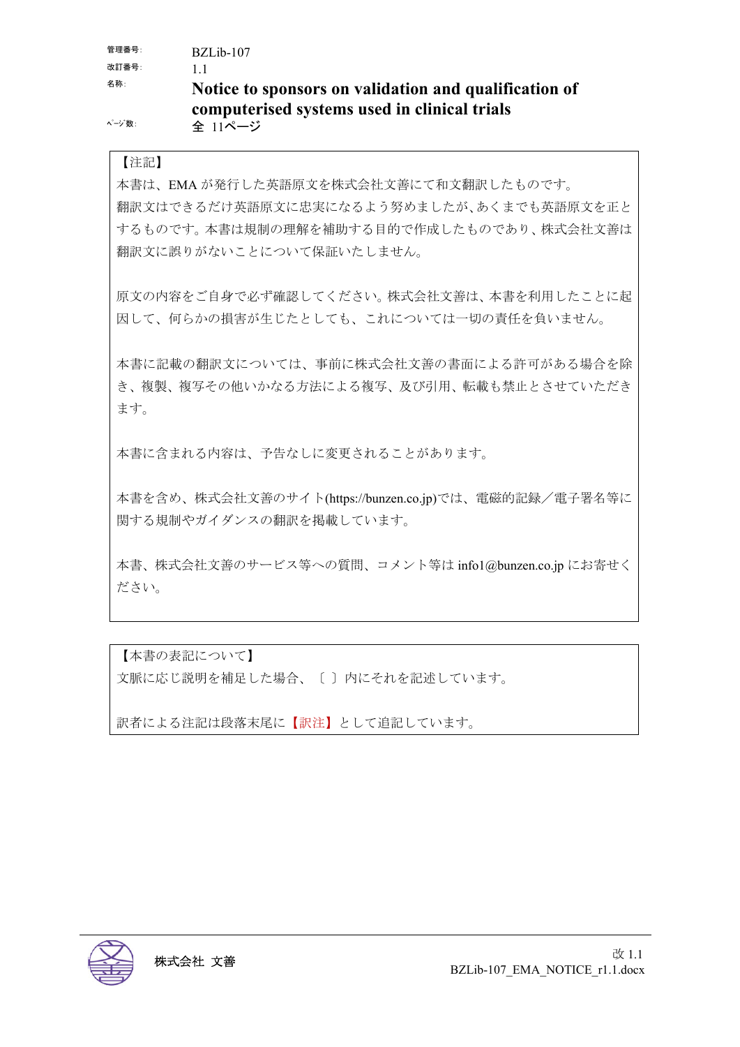| | |
|---|---|
| 管理番号: | BZLib-107 |
| 改訂番号: | 1.1 |
| 名称: | **Notice to sponsors on validation and qualification of computerised systems used in clinical trials** |
| ページ数: | 全 11ページ |

【注記】

本書は、EMA が発行した英語原文を株式会社文善にて和文翻訳したものです。

翻訳文はできるだけ英語原文に忠実になるよう努めましたが、あくまでも英語原文を正とするものです。本書は規制の理解を補助する目的で作成したものであり、株式会社文善は翻訳文に誤りがないことについて保証いたしません。

原文の内容をご自身で必ず確認してください。株式会社文善は、本書を利用したことに起因して、何らかの損害が生じたとしても、これについては一切の責任を負いません。

本書に記載の翻訳文については、事前に株式会社文善の書面による許可がある場合を除き、複製、複写その他いかなる方法による複写、及び引用、転載も禁止とさせていただきます。

本書に含まれる内容は、予告なしに変更されることがあります。

本書を含め、株式会社文善のサイト(https://bunzen.co.jp)では、電磁的記録/電子署名等に関する規制やガイダンスの翻訳を掲載しています。

本書、株式会社文善のサービス等への質問、コメント等は info1@bunzen.co.jp にお寄せください。

【本書の表記について】

文脈に応じ説明を補足した場合、〔 〕内にそれを記述しています。

訳者による注記は段落末尾に【訳注】として追記しています。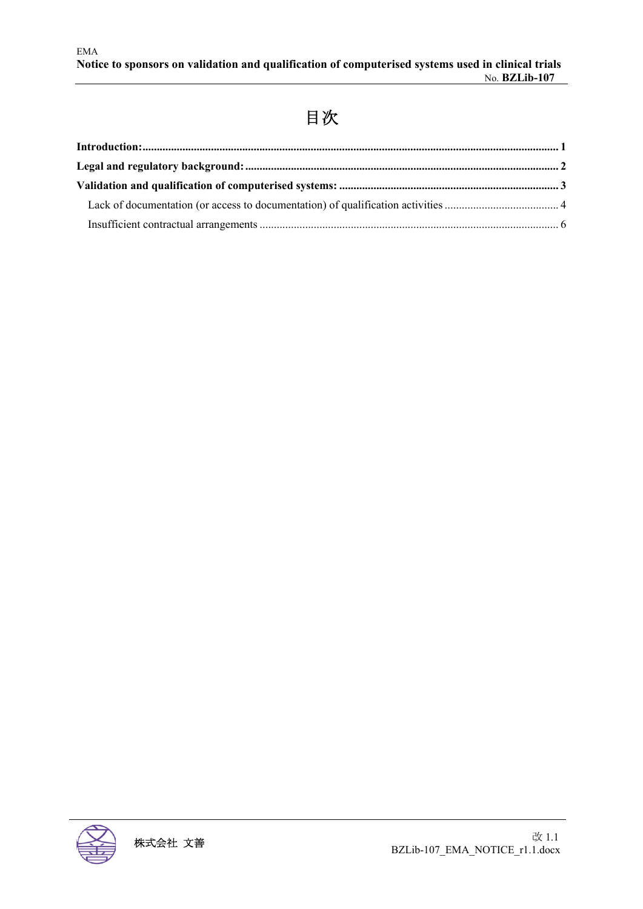# 目次

**Introduction: 1**

**Legal and regulatory background: 2**

**Validation and qualification of computerised systems: 3**

- Lack of documentation (or access to documentation) of qualification activities 4
- Insufficient contractual arrangements 6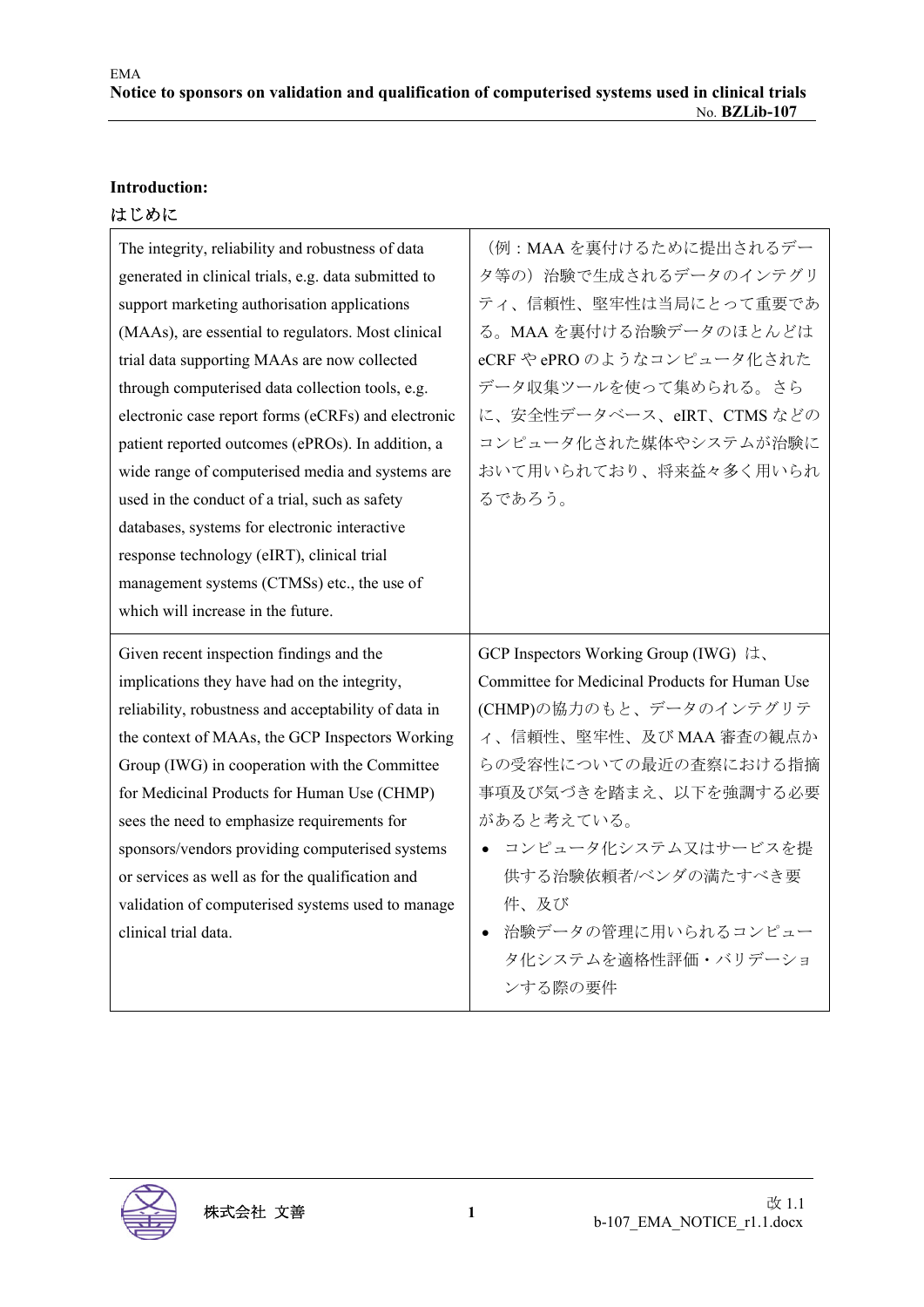**Introduction:**

**はじめに**

| | |
|---|---|
| The integrity, reliability and robustness of data generated in clinical trials, e.g. data submitted to support marketing authorisation applications (MAAs), are essential to regulators. Most clinical trial data supporting MAAs are now collected through computerised data collection tools, e.g. electronic case report forms (eCRFs) and electronic patient reported outcomes (ePROs). In addition, a wide range of computerised media and systems are used in the conduct of a trial, such as safety databases, systems for electronic interactive response technology (eIRT), clinical trial management systems (CTMSs) etc., the use of which will increase in the future. | （例：MAA を裏付けるために提出されるデータ等の）治験で生成されるデータのインテグリティ、信頼性、堅牢性は当局にとって重要である。MAA を裏付ける治験データのほとんどは eCRF や ePRO のようなコンピュータ化されたデータ収集ツールを使って集められる。さらに、安全性データベース、eIRT、CTMS などのコンピュータ化された媒体やシステムが治験において用いられており、将来益々多く用いられるであろう。 |
| Given recent inspection findings and the implications they have had on the integrity, reliability, robustness and acceptability of data in the context of MAAs, the GCP Inspectors Working Group (IWG) in cooperation with the Committee for Medicinal Products for Human Use (CHMP) sees the need to emphasize requirements for sponsors/vendors providing computerised systems or services as well as for the qualification and validation of computerised systems used to manage clinical trial data. | GCP Inspectors Working Group (IWG) は、Committee for Medicinal Products for Human Use (CHMP)の協力のもと、データのインテグリティ、信頼性、堅牢性、及び MAA 審査の観点からの受容性についての最近の査察における指摘事項及び気づきを踏まえ、以下を強調する必要があると考えている。<br>• コンピュータ化システム又はサービスを提供する治験依頼者/ベンダの満たすべき要件、及び<br>• 治験データの管理に用いられるコンピュータ化システムを適格性評価・バリデーションする際の要件 |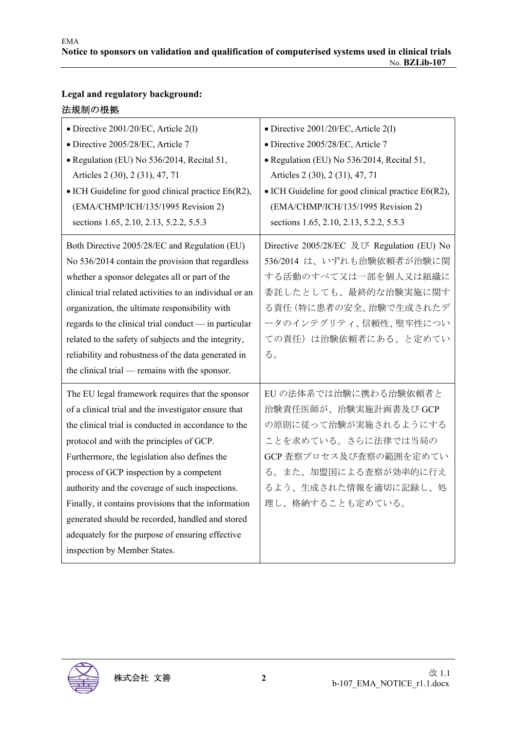**Legal and regulatory background:**

法規制の根拠

| | |
|---|---|
| • Directive 2001/20/EC, Article 2(l)<br>• Directive 2005/28/EC, Article 7<br>• Regulation (EU) No 536/2014, Recital 51, Articles 2 (30), 2 (31), 47, 71<br>• ICH Guideline for good clinical practice E6(R2), (EMA/CHMP/ICH/135/1995 Revision 2) sections 1.65, 2.10, 2.13, 5.2.2, 5.5.3 | • Directive 2001/20/EC, Article 2(l)<br>• Directive 2005/28/EC, Article 7<br>• Regulation (EU) No 536/2014, Recital 51, Articles 2 (30), 2 (31), 47, 71<br>• ICH Guideline for good clinical practice E6(R2), (EMA/CHMP/ICH/135/1995 Revision 2) sections 1.65, 2.10, 2.13, 5.2.2, 5.5.3 |
| Both Directive 2005/28/EC and Regulation (EU) No 536/2014 contain the provision that regardless whether a sponsor delegates all or part of the clinical trial related activities to an individual or an organization, the ultimate responsibility with regards to the clinical trial conduct — in particular related to the safety of subjects and the integrity, reliability and robustness of the data generated in the clinical trial — remains with the sponsor. | Directive 2005/28/EC 及び Regulation (EU) No 536/2014 は、いずれも治験依頼者が治験に関する活動のすべて又は一部を個人又は組織に委託したとしても、最終的な治験実施に関する責任（特に患者の安全、治験で生成されたデータのインテグリティ、信頼性、堅牢性についての責任）は治験依頼者にある、と定めている。 |
| The EU legal framework requires that the sponsor of a clinical trial and the investigator ensure that the clinical trial is conducted in accordance to the protocol and with the principles of GCP. Furthermore, the legislation also defines the process of GCP inspection by a competent authority and the coverage of such inspections. Finally, it contains provisions that the information generated should be recorded, handled and stored adequately for the purpose of ensuring effective inspection by Member States. | EU の法体系では治験に携わる治験依頼者と治験責任医師が、治験実施計画書及び GCP の原則に従って治験が実施されるようにすることを求めている。さらに法律では当局の GCP 査察プロセス及び査察の範囲を定めている。また、加盟国による査察が効率的に行えるよう、生成された情報を適切に記録し、処理し、格納することも定めている。 |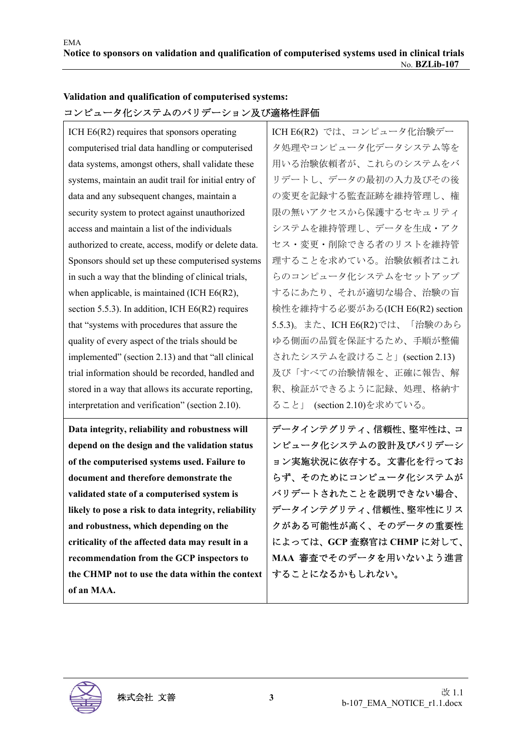**Validation and qualification of computerised systems:**
**コンピュータ化システムのバリデーション及び適格性評価**

| | |
|---|---|
| ICH E6(R2) requires that sponsors operating computerised trial data handling or computerised data systems, amongst others, shall validate these systems, maintain an audit trail for initial entry of data and any subsequent changes, maintain a security system to protect against unauthorized access and maintain a list of the individuals authorized to create, access, modify or delete data. Sponsors should set up these computerised systems in such a way that the blinding of clinical trials, when applicable, is maintained (ICH E6(R2), section 5.5.3). In addition, ICH E6(R2) requires that "systems with procedures that assure the quality of every aspect of the trials should be implemented" (section 2.13) and that "all clinical trial information should be recorded, handled and stored in a way that allows its accurate reporting, interpretation and verification" (section 2.10). | ICH E6(R2) では、コンピュータ化治験データ処理やコンピュータ化データシステム等を用いる治験依頼者が、これらのシステムをバリデートし、データの最初の入力及びその後の変更を記録する監査証跡を維持管理し、権限の無いアクセスから保護するセキュリティシステムを維持管理し、データを生成・アクセス・変更・削除できる者のリストを維持管理することを求めている。治験依頼者はこれらのコンピュータ化システムをセットアップするにあたり、それが適切な場合、治験の盲検性を維持する必要がある(ICH E6(R2) section 5.5.3)。また、ICH E6(R2)では、「治験のあらゆる側面の品質を保証するため、手順が整備されたシステムを設けること」(section 2.13)及び「すべての治験情報を、正確に報告、解釈、検証ができるように記録、処理、格納すること」 (section 2.10)を求めている。 |
| **Data integrity, reliability and robustness will depend on the design and the validation status of the computerised systems used. Failure to document and therefore demonstrate the validated state of a computerised system is likely to pose a risk to data integrity, reliability and robustness, which depending on the criticality of the affected data may result in a recommendation from the GCP inspectors to the CHMP not to use the data within the context of an MAA.** | **データインテグリティ、信頼性、堅牢性は、コンピュータ化システムの設計及びバリデーション実施状況に依存する。文書化を行っておらず、そのためにコンピュータ化システムがバリデートされたことを説明できない場合、データインテグリティ、信頼性、堅牢性にリスクがある可能性が高く、そのデータの重要性によっては、GCP 査察官は CHMP に対して、MAA 審査でそのデータを用いないよう進言することになるかもしれない。** |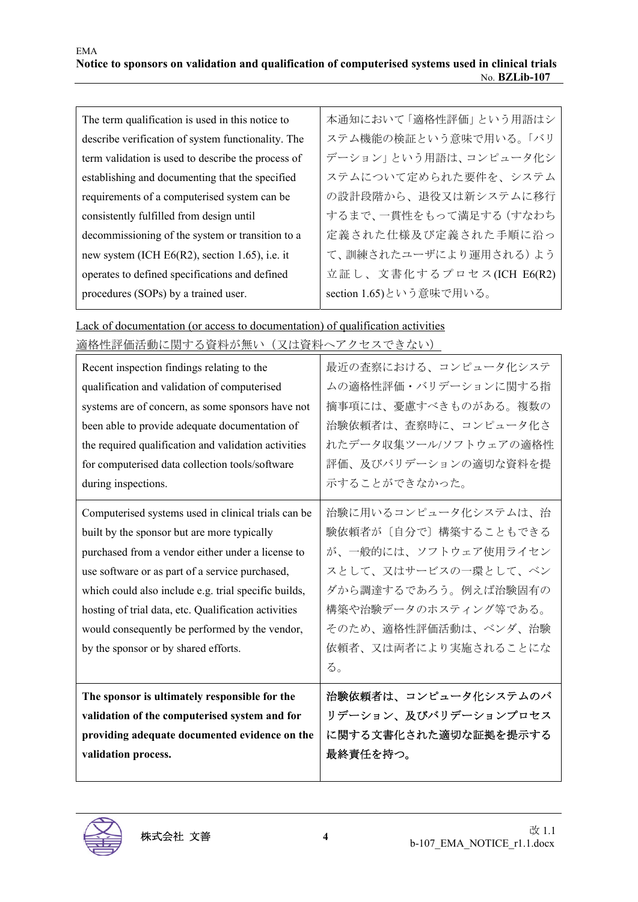| The term qualification is used in this notice to describe verification of system functionality. The term validation is used to describe the process of establishing and documenting that the specified requirements of a computerised system can be consistently fulfilled from design until decommissioning of the system or transition to a new system (ICH E6(R2), section 1.65), i.e. it operates to defined specifications and defined procedures (SOPs) by a trained user. | 本通知において「適格性評価」という用語はシステム機能の検証という意味で用いる。「バリデーション」という用語は、コンピュータ化システムについて定められた要件を、システムの設計段階から、退役又は新システムに移行するまで、一貫性をもって満足する（すなわち定義された仕様及び定義された手順に沿って、訓練されたユーザにより運用される）よう立証し、文書化するプロセス(ICH E6(R2) section 1.65)という意味で用いる。 |
|---|---|

<u>Lack of documentation (or access to documentation) of qualification activities</u>

<u>適格性評価活動に関する資料が無い（又は資料へアクセスできない）</u>

| Recent inspection findings relating to the qualification and validation of computerised systems are of concern, as some sponsors have not been able to provide adequate documentation of the required qualification and validation activities for computerised data collection tools/software during inspections. | 最近の査察における、コンピュータ化システムの適格性評価・バリデーションに関する指摘事項には、憂慮すべきものがある。複数の治験依頼者は、査察時に、コンピュータ化されたデータ収集ツール/ソフトウェアの適格性評価、及びバリデーションの適切な資料を提示することができなかった。 |
|---|---|
| Computerised systems used in clinical trials can be built by the sponsor but are more typically purchased from a vendor either under a license to use software or as part of a service purchased, which could also include e.g. trial specific builds, hosting of trial data, etc. Qualification activities would consequently be performed by the vendor, by the sponsor or by shared efforts. | 治験に用いるコンピュータ化システムは、治験依頼者が〔自分で〕構築することもできるが、一般的には、ソフトウェア使用ライセンスとして、又はサービスの一環として、ベンダから調達するであろう。例えば治験固有の構築や治験データのホスティング等である。そのため、適格性評価活動は、ベンダ、治験依頼者、又は両者により実施されることになる。 |
| **The sponsor is ultimately responsible for the validation of the computerised system and for providing adequate documented evidence on the validation process.** | **治験依頼者は、コンピュータ化システムのバリデーション、及びバリデーションプロセスに関する文書化された適切な証拠を提示する最終責任を持つ。** |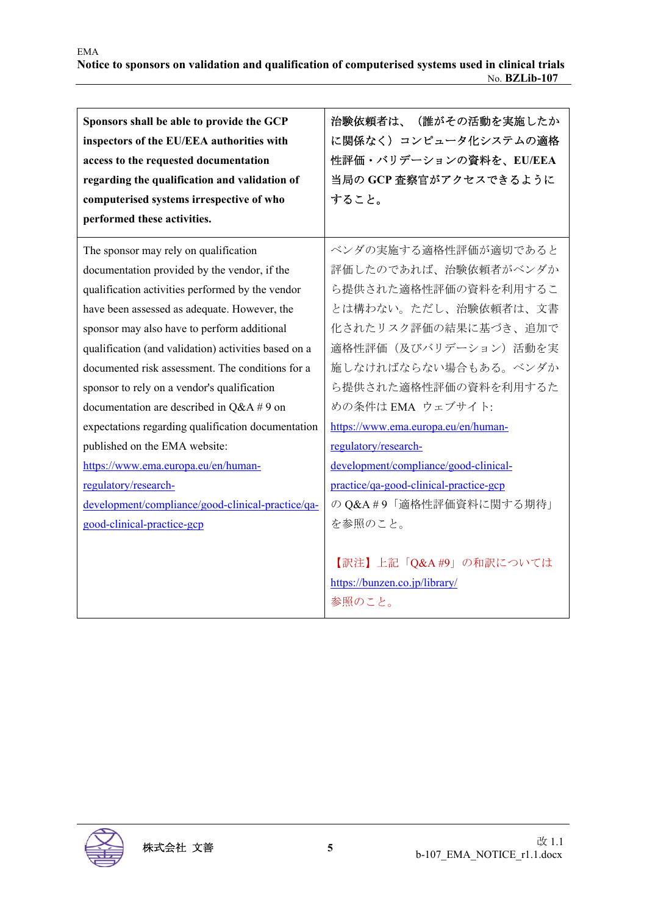| | |
|---|---|
| **Sponsors shall be able to provide the GCP inspectors of the EU/EEA authorities with access to the requested documentation regarding the qualification and validation of computerised systems irrespective of who performed these activities.** | **治験依頼者は、（誰がその活動を実施したかに関係なく）コンピュータ化システムの適格性評価・バリデーションの資料を、EU/EEA 当局の GCP 査察官がアクセスできるようにすること。** |
| The sponsor may rely on qualification documentation provided by the vendor, if the qualification activities performed by the vendor have been assessed as adequate. However, the sponsor may also have to perform additional qualification (and validation) activities based on a documented risk assessment. The conditions for a sponsor to rely on a vendor's qualification documentation are described in Q&A # 9 on expectations regarding qualification documentation published on the EMA website: https://www.ema.europa.eu/en/human-regulatory/research-development/compliance/good-clinical-practice/qa-good-clinical-practice-gcp | ベンダの実施する適格性評価が適切であると評価したのであれば、治験依頼者がベンダから提供された適格性評価の資料を利用することは構わない。ただし、治験依頼者は、文書化されたリスク評価の結果に基づき、追加で適格性評価（及びバリデーション）活動を実施しなければならない場合もある。ベンダから提供された適格性評価の資料を利用するための条件は EMA ウェブサイト: https://www.ema.europa.eu/en/human-regulatory/research-development/compliance/good-clinical-practice/qa-good-clinical-practice-gcp の Q&A # 9「適格性評価資料に関する期待」を参照のこと。<br><br>【訳注】上記「Q&A #9」の和訳については https://bunzen.co.jp/library/ 参照のこと。 |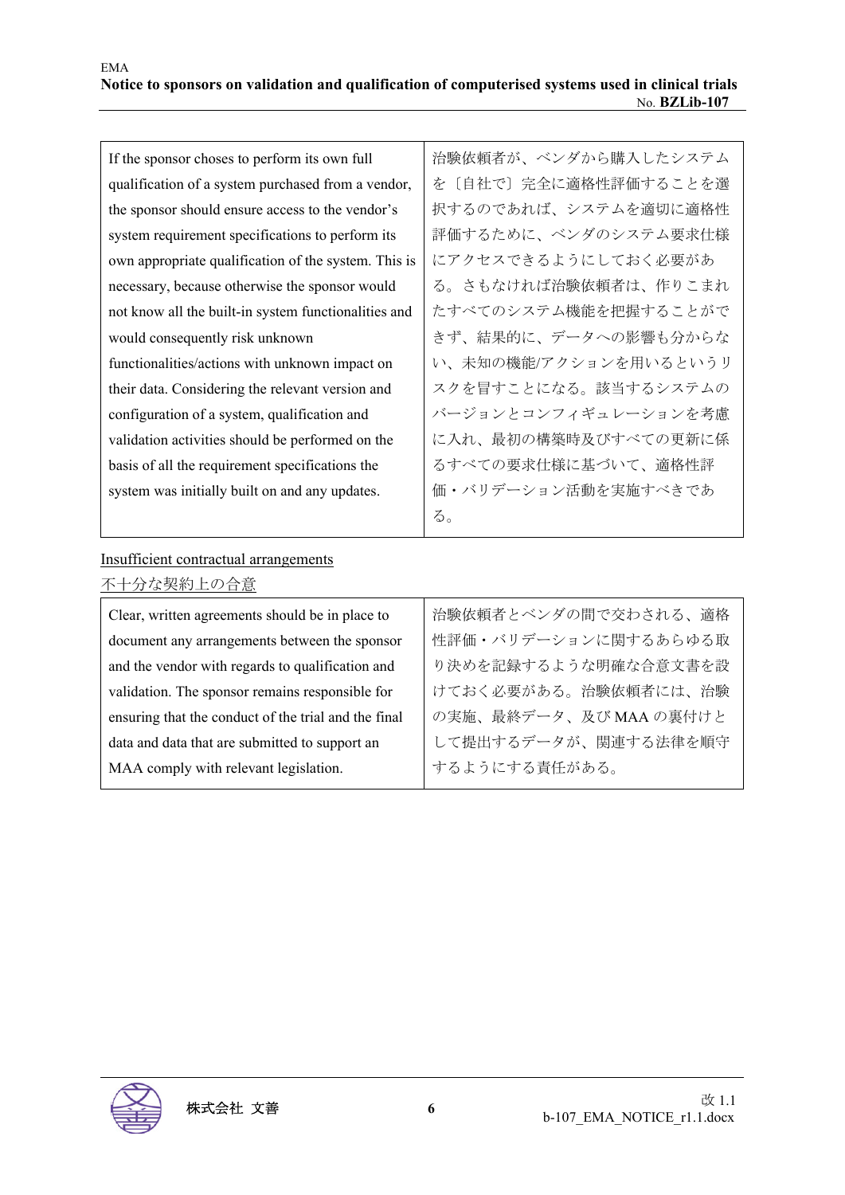| If the sponsor choses to perform its own full qualification of a system purchased from a vendor, the sponsor should ensure access to the vendor's system requirement specifications to perform its own appropriate qualification of the system. This is necessary, because otherwise the sponsor would not know all the built-in system functionalities and would consequently risk unknown functionalities/actions with unknown impact on their data. Considering the relevant version and configuration of a system, qualification and validation activities should be performed on the basis of all the requirement specifications the system was initially built on and any updates. | 治験依頼者が、ベンダから購入したシステムを〔自社で〕完全に適格性評価することを選択するのであれば、システムを適切に適格性評価するために、ベンダのシステム要求仕様にアクセスできるようにしておく必要がある。さもなければ治験依頼者は、作りこまれたすべてのシステム機能を把握することができず、結果的に、データへの影響も分からない、未知の機能/アクションを用いるというリスクを冒すことになる。該当するシステムのバージョンとコンフィギュレーションを考慮に入れ、最初の構築時及びすべての更新に係るすべての要求仕様に基づいて、適格性評価・バリデーション活動を実施すべきである。 |
|---|---|

Insufficient contractual arrangements

不十分な契約上の合意

| Clear, written agreements should be in place to document any arrangements between the sponsor and the vendor with regards to qualification and validation. The sponsor remains responsible for ensuring that the conduct of the trial and the final data and data that are submitted to support an MAA comply with relevant legislation. | 治験依頼者とベンダの間で交わされる、適格性評価・バリデーションに関するあらゆる取り決めを記録するような明確な合意文書を設けておく必要がある。治験依頼者には、治験の実施、最終データ、及び MAA の裏付けとして提出するデータが、関連する法律を順守するようにする責任がある。 |
|---|---|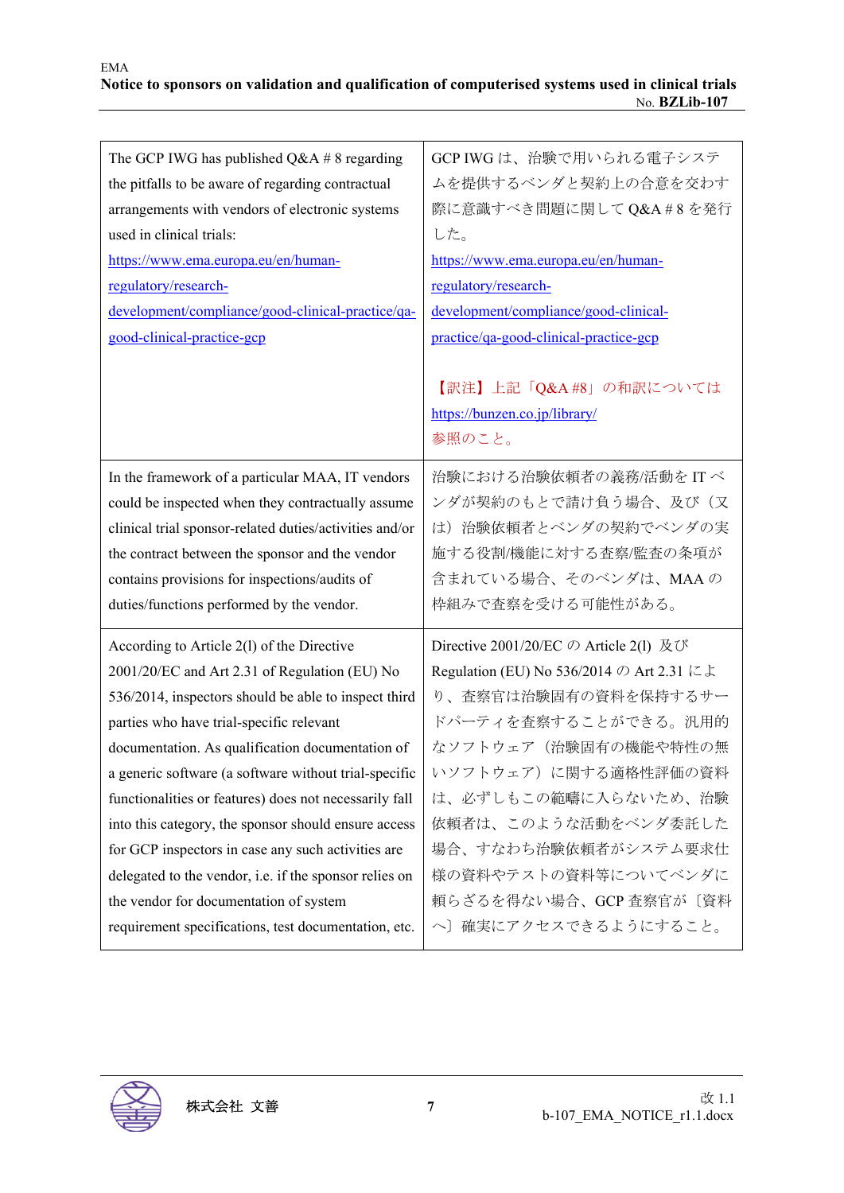| | |
|---|---|
| The GCP IWG has published Q&A # 8 regarding the pitfalls to be aware of regarding contractual arrangements with vendors of electronic systems used in clinical trials:<br>https://www.ema.europa.eu/en/human-regulatory/research-development/compliance/good-clinical-practice/qa-good-clinical-practice-gcp | GCP IWG は、治験で用いられる電子システムを提供するベンダと契約上の合意を交わす際に意識すべき問題に関して Q&A # 8 を発行した。<br>https://www.ema.europa.eu/en/human-regulatory/research-development/compliance/good-clinical-practice/qa-good-clinical-practice-gcp<br><br>【訳注】上記「Q&A #8」の和訳については https://bunzen.co.jp/library/ 参照のこと。 |
| In the framework of a particular MAA, IT vendors could be inspected when they contractually assume clinical trial sponsor-related duties/activities and/or the contract between the sponsor and the vendor contains provisions for inspections/audits of duties/functions performed by the vendor. | 治験における治験依頼者の義務/活動を IT ベンダが契約のもとで請け負う場合、及び（又は）治験依頼者とベンダの契約でベンダの実施する役割/機能に対する査察/監査の条項が含まれている場合、そのベンダは、MAA の枠組みで査察を受ける可能性がある。 |
| According to Article 2(l) of the Directive 2001/20/EC and Art 2.31 of Regulation (EU) No 536/2014, inspectors should be able to inspect third parties who have trial-specific relevant documentation. As qualification documentation of a generic software (a software without trial-specific functionalities or features) does not necessarily fall into this category, the sponsor should ensure access for GCP inspectors in case any such activities are delegated to the vendor, i.e. if the sponsor relies on the vendor for documentation of system requirement specifications, test documentation, etc. | Directive 2001/20/EC の Article 2(l) 及び Regulation (EU) No 536/2014 の Art 2.31 により、査察官は治験固有の資料を保持するサードパーティを査察することができる。汎用的なソフトウェア（治験固有の機能や特性の無いソフトウェア）に関する適格性評価の資料は、必ずしもこの範疇に入らないため、治験依頼者は、このような活動をベンダ委託した場合、すなわち治験依頼者がシステム要求仕様の資料やテストの資料等についてベンダに頼らざるを得ない場合、GCP 査察官が〔資料へ〕確実にアクセスできるようにすること。 |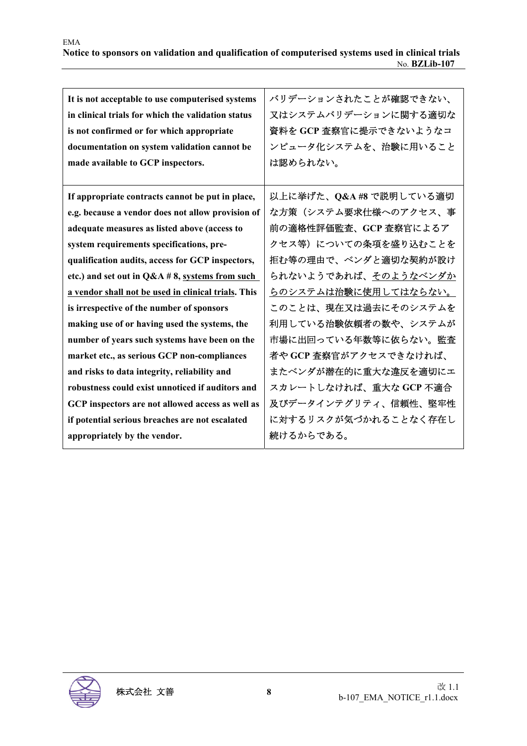| | |
|---|---|
| **It is not acceptable to use computerised systems in clinical trials for which the validation status is not confirmed or for which appropriate documentation on system validation cannot be made available to GCP inspectors.** | バリデーションされたことが確認できない、又はシステムバリデーションに関する適切な資料を GCP 査察官に提示できないようなコンピュータ化システムを、治験に用いることは認められない。 |
| **If appropriate contracts cannot be put in place, e.g. because a vendor does not allow provision of adequate measures as listed above (access to system requirements specifications, pre-qualification audits, access for GCP inspectors, etc.) and set out in Q&A # 8, <u>systems from such a vendor shall not be used in clinical trials</u>. This is irrespective of the number of sponsors making use of or having used the systems, the number of years such systems have been on the market etc., as serious GCP non-compliances and risks to data integrity, reliability and robustness could exist unnoticed if auditors and GCP inspectors are not allowed access as well as if potential serious breaches are not escalated appropriately by the vendor.** | 以上に挙げた、**Q&A #8** で説明している適切な方策（システム要求仕様へのアクセス、事前の適格性評価監査、GCP 査察官によるアクセス等）についての条項を盛り込むことを拒む等の理由で、ベンダと適切な契約が設けられないようであれば、<u>そのようなベンダからのシステムは治験に使用してはならない。</u>このことは、現在又は過去にそのシステムを利用している治験依頼者の数や、システムが市場に出回っている年数等に依らない。監査者や GCP 査察官がアクセスできなければ、またベンダが潜在的に重大な違反を適切にエスカレートしなければ、重大な GCP 不適合及びデータインテグリティ、信頼性、堅牢性に対するリスクが気づかれることなく存在し続けるからである。 |